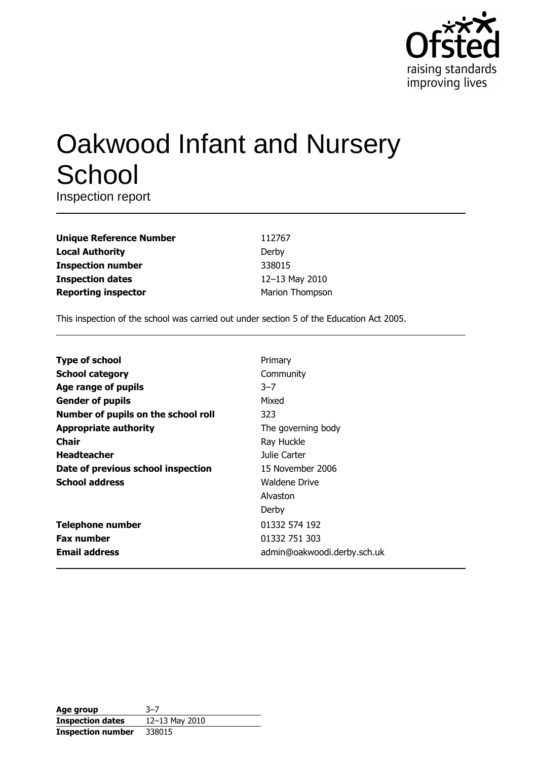Ofsted
raising standards
improving lives

# Oakwood Infant and Nursery School

Inspection report

| | |
|---|---|
| **Unique Reference Number** | 112767 |
| **Local Authority** | Derby |
| **Inspection number** | 338015 |
| **Inspection dates** | 12–13 May 2010 |
| **Reporting inspector** | Marion Thompson |

This inspection of the school was carried out under section 5 of the Education Act 2005.

| | |
|---|---|
| **Type of school** | Primary |
| **School category** | Community |
| **Age range of pupils** | 3–7 |
| **Gender of pupils** | Mixed |
| **Number of pupils on the school roll** | 323 |
| **Appropriate authority** | The governing body |
| **Chair** | Ray Huckle |
| **Headteacher** | Julie Carter |
| **Date of previous school inspection** | 15 November 2006 |
| **School address** | Waldene Drive<br>Alvaston<br>Derby |
| **Telephone number** | 01332 574 192 |
| **Fax number** | 01332 751 303 |
| **Email address** | admin@oakwoodi.derby.sch.uk |

| | |
|---|---|
| **Age group** | 3–7 |
| **Inspection dates** | 12–13 May 2010 |
| **Inspection number** | 338015 |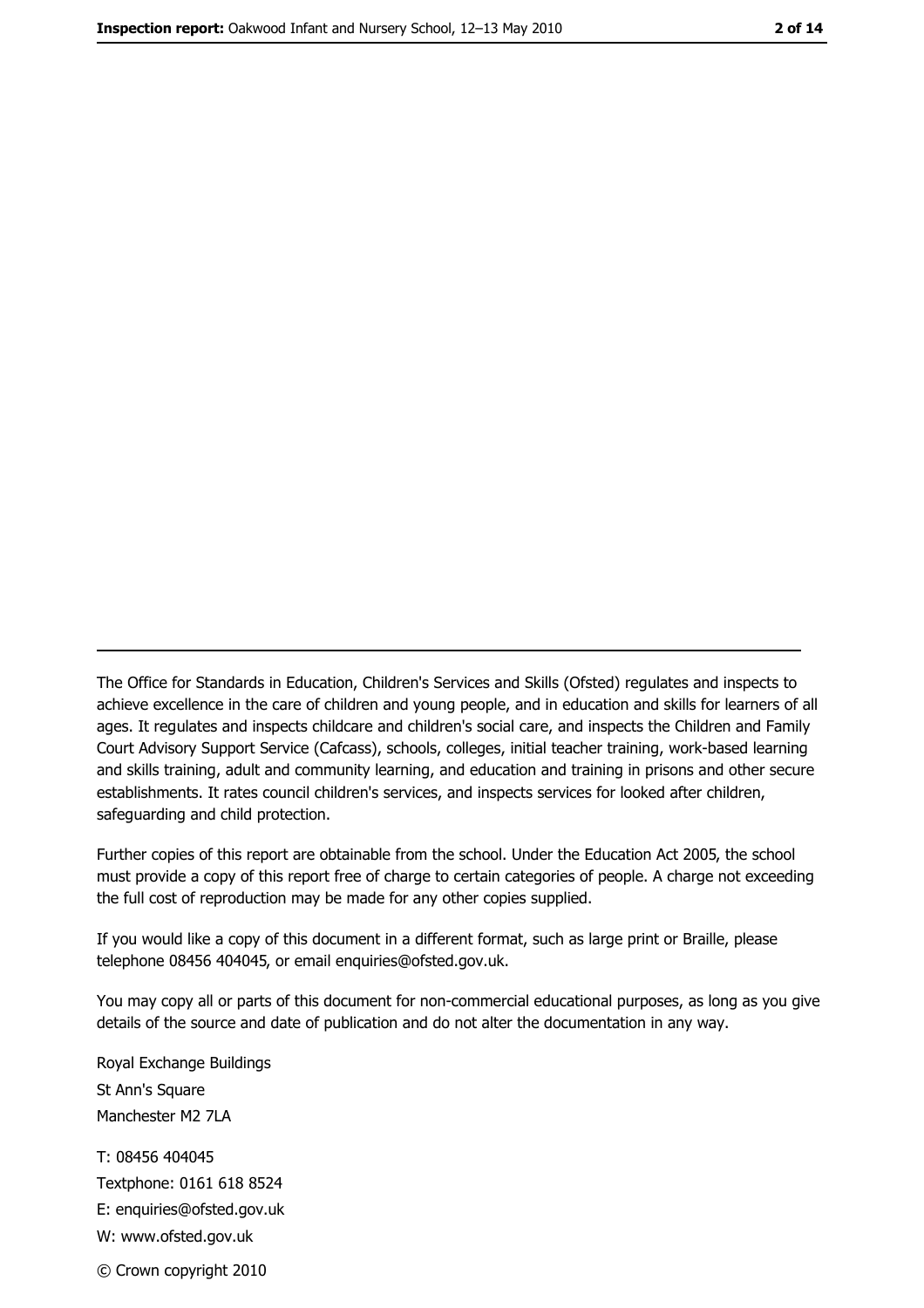The Office for Standards in Education, Children's Services and Skills (Ofsted) regulates and inspects to achieve excellence in the care of children and young people, and in education and skills for learners of all ages. It regulates and inspects childcare and children's social care, and inspects the Children and Family Court Advisory Support Service (Cafcass), schools, colleges, initial teacher training, work-based learning and skills training, adult and community learning, and education and training in prisons and other secure establishments. It rates council children's services, and inspects services for looked after children, safeguarding and child protection.

Further copies of this report are obtainable from the school. Under the Education Act 2005, the school must provide a copy of this report free of charge to certain categories of people. A charge not exceeding the full cost of reproduction may be made for any other copies supplied.

If you would like a copy of this document in a different format, such as large print or Braille, please telephone 08456 404045, or email enquiries@ofsted.gov.uk.

You may copy all or parts of this document for non-commercial educational purposes, as long as you give details of the source and date of publication and do not alter the documentation in any way.

Royal Exchange Buildings
St Ann's Square
Manchester M2 7LA

T: 08456 404045
Textphone: 0161 618 8524
E: enquiries@ofsted.gov.uk
W: www.ofsted.gov.uk

© Crown copyright 2010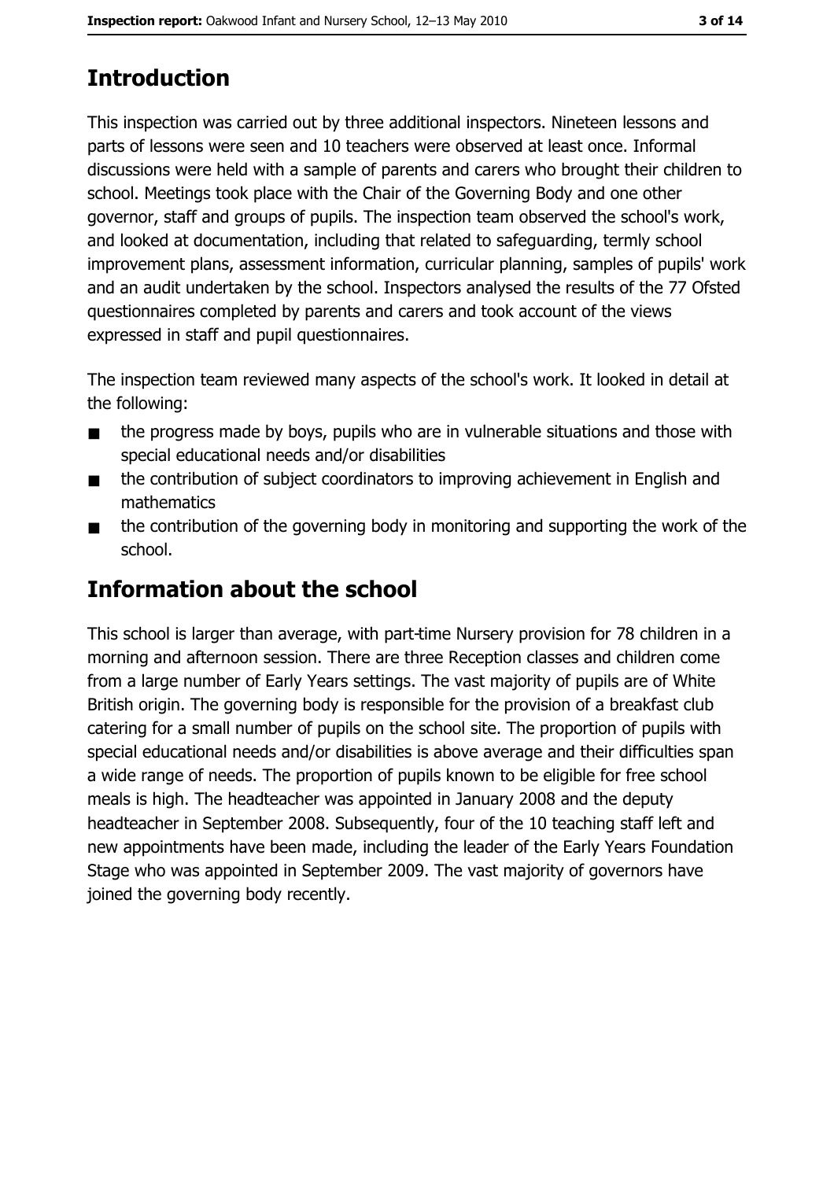## Introduction

This inspection was carried out by three additional inspectors. Nineteen lessons and parts of lessons were seen and 10 teachers were observed at least once. Informal discussions were held with a sample of parents and carers who brought their children to school. Meetings took place with the Chair of the Governing Body and one other governor, staff and groups of pupils. The inspection team observed the school's work, and looked at documentation, including that related to safeguarding, termly school improvement plans, assessment information, curricular planning, samples of pupils' work and an audit undertaken by the school. Inspectors analysed the results of the 77 Ofsted questionnaires completed by parents and carers and took account of the views expressed in staff and pupil questionnaires.

The inspection team reviewed many aspects of the school's work. It looked in detail at the following:

- the progress made by boys, pupils who are in vulnerable situations and those with special educational needs and/or disabilities
- the contribution of subject coordinators to improving achievement in English and mathematics
- the contribution of the governing body in monitoring and supporting the work of the school.

## Information about the school

This school is larger than average, with part-time Nursery provision for 78 children in a morning and afternoon session. There are three Reception classes and children come from a large number of Early Years settings. The vast majority of pupils are of White British origin. The governing body is responsible for the provision of a breakfast club catering for a small number of pupils on the school site. The proportion of pupils with special educational needs and/or disabilities is above average and their difficulties span a wide range of needs. The proportion of pupils known to be eligible for free school meals is high. The headteacher was appointed in January 2008 and the deputy headteacher in September 2008. Subsequently, four of the 10 teaching staff left and new appointments have been made, including the leader of the Early Years Foundation Stage who was appointed in September 2009. The vast majority of governors have joined the governing body recently.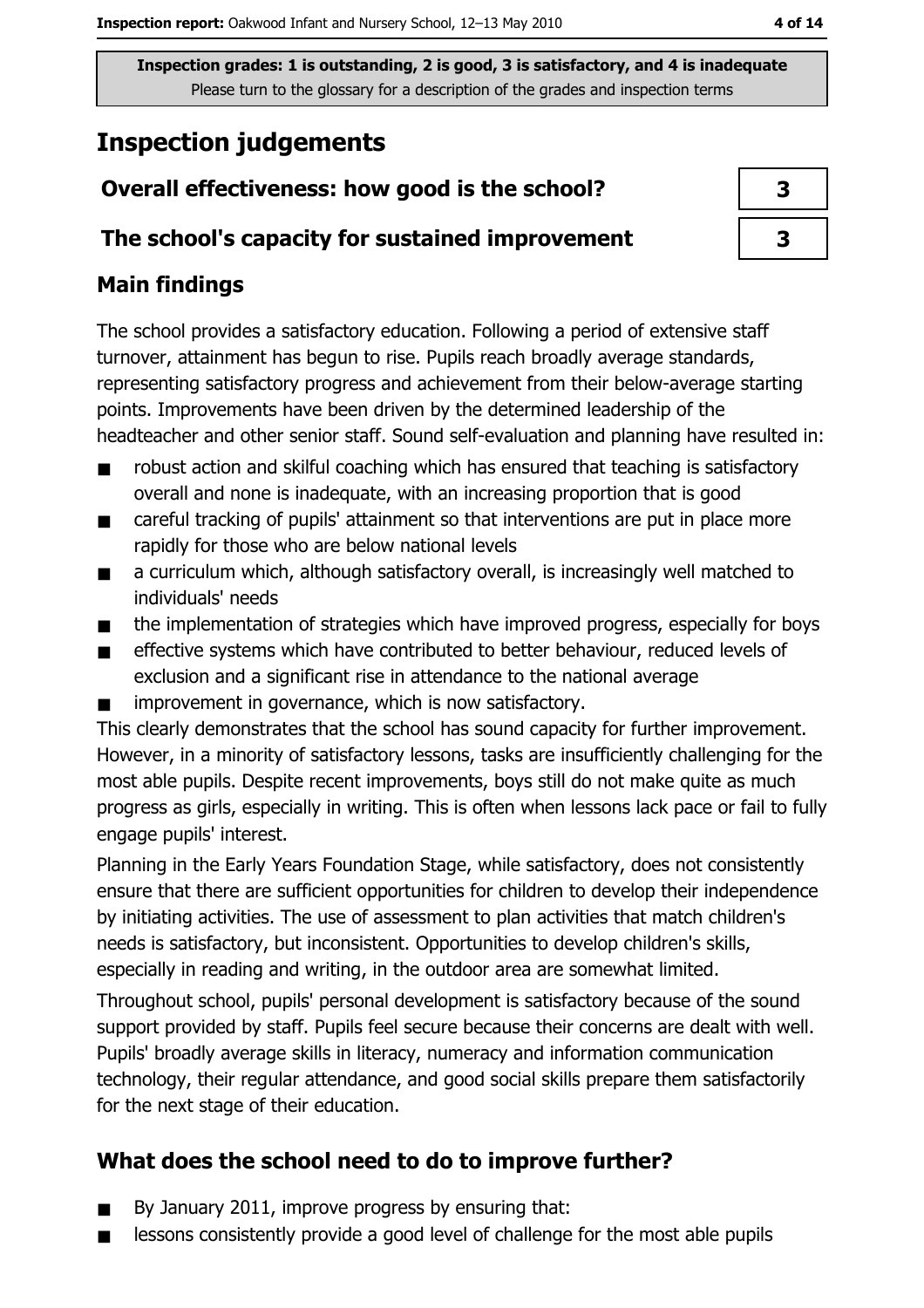**Inspection grades: 1 is outstanding, 2 is good, 3 is satisfactory, and 4 is inadequate**
Please turn to the glossary for a description of the grades and inspection terms

# Inspection judgements

| Overall effectiveness: how good is the school? | 3 |
|---|---|
| The school's capacity for sustained improvement | 3 |

## Main findings

The school provides a satisfactory education. Following a period of extensive staff turnover, attainment has begun to rise. Pupils reach broadly average standards, representing satisfactory progress and achievement from their below-average starting points. Improvements have been driven by the determined leadership of the headteacher and other senior staff. Sound self-evaluation and planning have resulted in:

- robust action and skilful coaching which has ensured that teaching is satisfactory overall and none is inadequate, with an increasing proportion that is good
- careful tracking of pupils' attainment so that interventions are put in place more rapidly for those who are below national levels
- a curriculum which, although satisfactory overall, is increasingly well matched to individuals' needs
- the implementation of strategies which have improved progress, especially for boys
- effective systems which have contributed to better behaviour, reduced levels of exclusion and a significant rise in attendance to the national average
- improvement in governance, which is now satisfactory.

This clearly demonstrates that the school has sound capacity for further improvement. However, in a minority of satisfactory lessons, tasks are insufficiently challenging for the most able pupils. Despite recent improvements, boys still do not make quite as much progress as girls, especially in writing. This is often when lessons lack pace or fail to fully engage pupils' interest.

Planning in the Early Years Foundation Stage, while satisfactory, does not consistently ensure that there are sufficient opportunities for children to develop their independence by initiating activities. The use of assessment to plan activities that match children's needs is satisfactory, but inconsistent. Opportunities to develop children's skills, especially in reading and writing, in the outdoor area are somewhat limited.

Throughout school, pupils' personal development is satisfactory because of the sound support provided by staff. Pupils feel secure because their concerns are dealt with well. Pupils' broadly average skills in literacy, numeracy and information communication technology, their regular attendance, and good social skills prepare them satisfactorily for the next stage of their education.

## What does the school need to do to improve further?

- By January 2011, improve progress by ensuring that:
- lessons consistently provide a good level of challenge for the most able pupils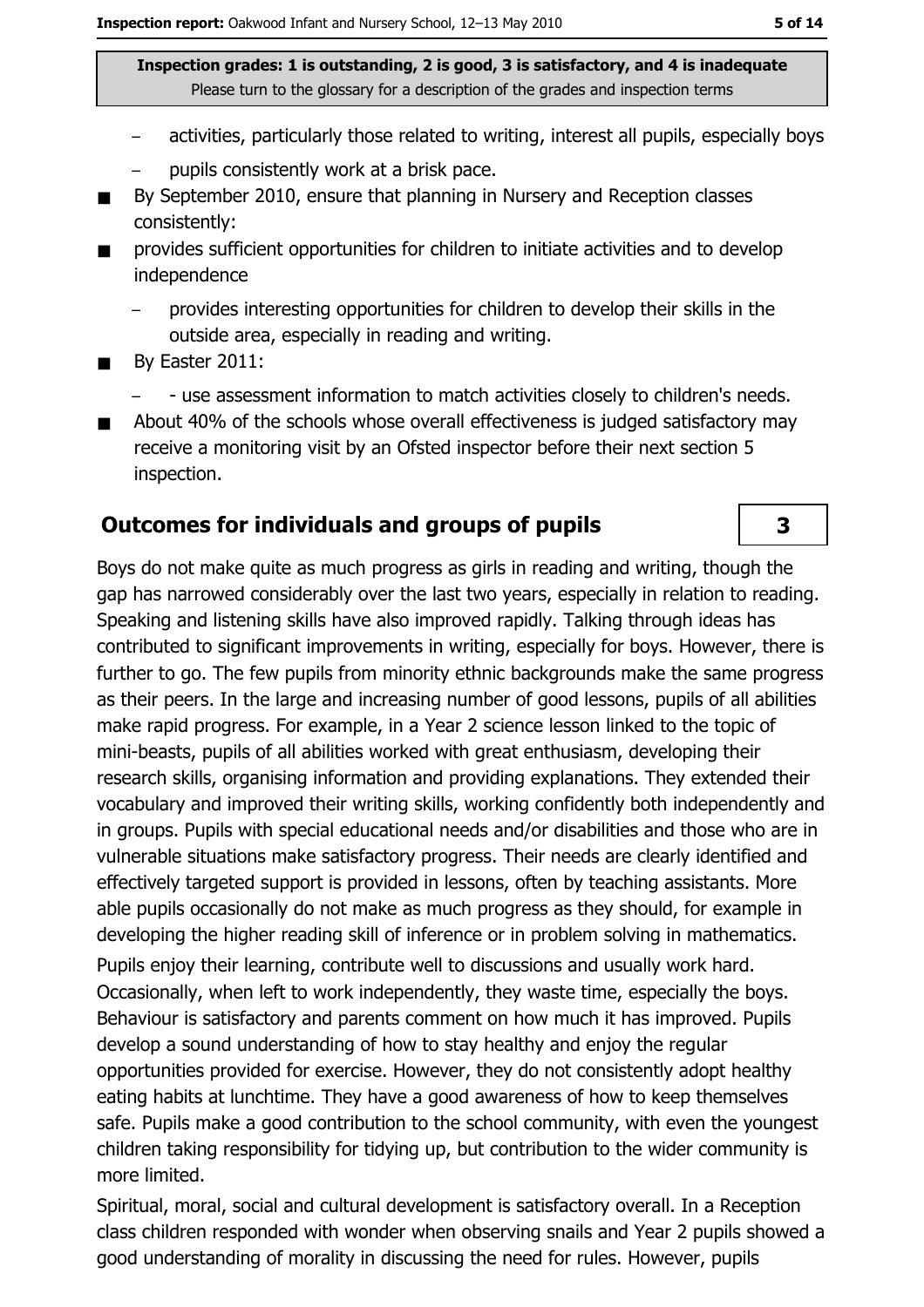- activities, particularly those related to writing, interest all pupils, especially boys
  - pupils consistently work at a brisk pace.
- By September 2010, ensure that planning in Nursery and Reception classes consistently:
- provides sufficient opportunities for children to initiate activities and to develop independence
  - provides interesting opportunities for children to develop their skills in the outside area, especially in reading and writing.
- By Easter 2011:
  - - use assessment information to match activities closely to children's needs.
- About 40% of the schools whose overall effectiveness is judged satisfactory may receive a monitoring visit by an Ofsted inspector before their next section 5 inspection.

## Outcomes for individuals and groups of pupils

**3**

Boys do not make quite as much progress as girls in reading and writing, though the gap has narrowed considerably over the last two years, especially in relation to reading. Speaking and listening skills have also improved rapidly. Talking through ideas has contributed to significant improvements in writing, especially for boys. However, there is further to go. The few pupils from minority ethnic backgrounds make the same progress as their peers. In the large and increasing number of good lessons, pupils of all abilities make rapid progress. For example, in a Year 2 science lesson linked to the topic of mini-beasts, pupils of all abilities worked with great enthusiasm, developing their research skills, organising information and providing explanations. They extended their vocabulary and improved their writing skills, working confidently both independently and in groups. Pupils with special educational needs and/or disabilities and those who are in vulnerable situations make satisfactory progress. Their needs are clearly identified and effectively targeted support is provided in lessons, often by teaching assistants. More able pupils occasionally do not make as much progress as they should, for example in developing the higher reading skill of inference or in problem solving in mathematics.

Pupils enjoy their learning, contribute well to discussions and usually work hard. Occasionally, when left to work independently, they waste time, especially the boys. Behaviour is satisfactory and parents comment on how much it has improved. Pupils develop a sound understanding of how to stay healthy and enjoy the regular opportunities provided for exercise. However, they do not consistently adopt healthy eating habits at lunchtime. They have a good awareness of how to keep themselves safe. Pupils make a good contribution to the school community, with even the youngest children taking responsibility for tidying up, but contribution to the wider community is more limited.

Spiritual, moral, social and cultural development is satisfactory overall. In a Reception class children responded with wonder when observing snails and Year 2 pupils showed a good understanding of morality in discussing the need for rules. However, pupils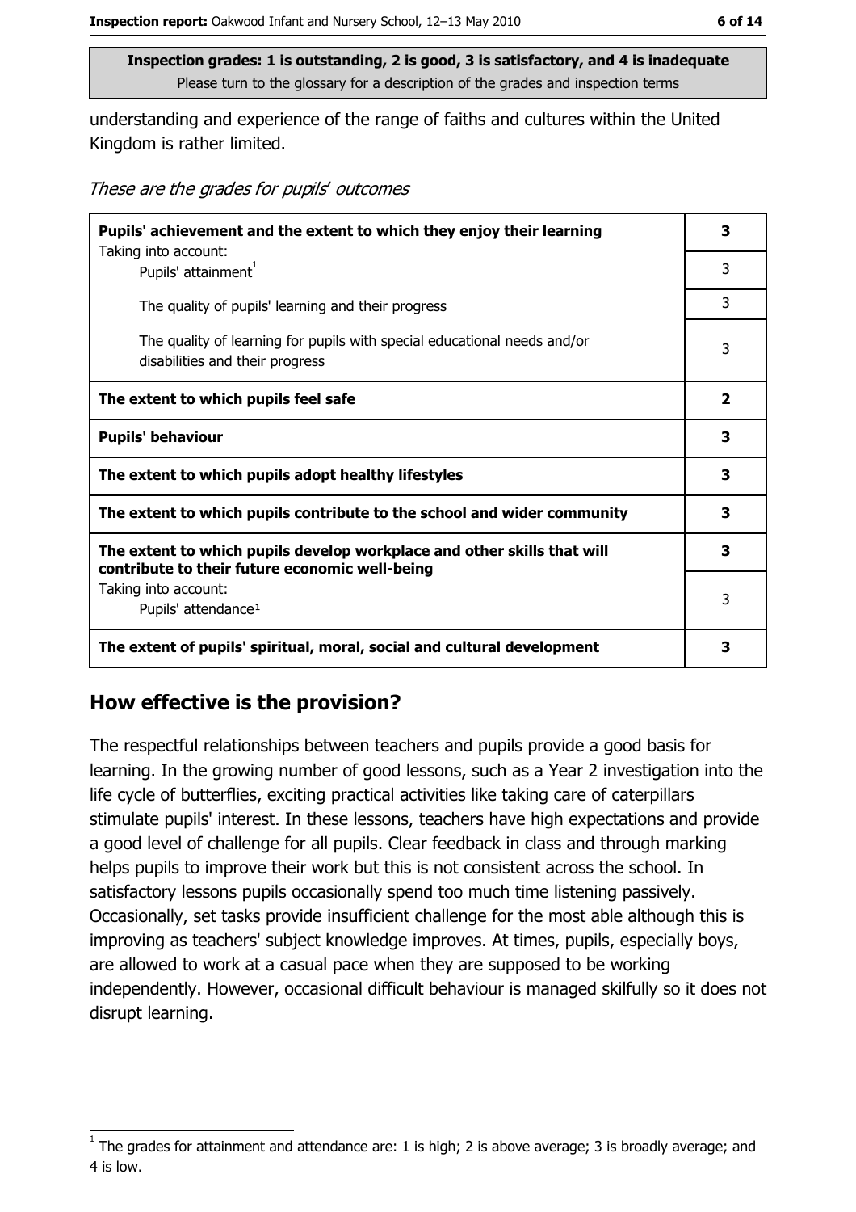**Inspection grades: 1 is outstanding, 2 is good, 3 is satisfactory, and 4 is inadequate**
Please turn to the glossary for a description of the grades and inspection terms

understanding and experience of the range of faiths and cultures within the United Kingdom is rather limited.

*These are the grades for pupils' outcomes*

| | |
|---|---|
| **Pupils' achievement and the extent to which they enjoy their learning** | **3** |
| Taking into account:<br>Pupils' attainment[1] | 3 |
| The quality of pupils' learning and their progress | 3 |
| The quality of learning for pupils with special educational needs and/or disabilities and their progress | 3 |
| **The extent to which pupils feel safe** | **2** |
| **Pupils' behaviour** | **3** |
| **The extent to which pupils adopt healthy lifestyles** | **3** |
| **The extent to which pupils contribute to the school and wider community** | **3** |
| **The extent to which pupils develop workplace and other skills that will contribute to their future economic well-being** | **3** |
| Taking into account:<br>Pupils' attendance[1] | 3 |
| **The extent of pupils' spiritual, moral, social and cultural development** | **3** |

## How effective is the provision?

The respectful relationships between teachers and pupils provide a good basis for learning. In the growing number of good lessons, such as a Year 2 investigation into the life cycle of butterflies, exciting practical activities like taking care of caterpillars stimulate pupils' interest. In these lessons, teachers have high expectations and provide a good level of challenge for all pupils. Clear feedback in class and through marking helps pupils to improve their work but this is not consistent across the school. In satisfactory lessons pupils occasionally spend too much time listening passively. Occasionally, set tasks provide insufficient challenge for the most able although this is improving as teachers' subject knowledge improves. At times, pupils, especially boys, are allowed to work at a casual pace when they are supposed to be working independently. However, occasional difficult behaviour is managed skilfully so it does not disrupt learning.

[1] The grades for attainment and attendance are: 1 is high; 2 is above average; 3 is broadly average; and 4 is low.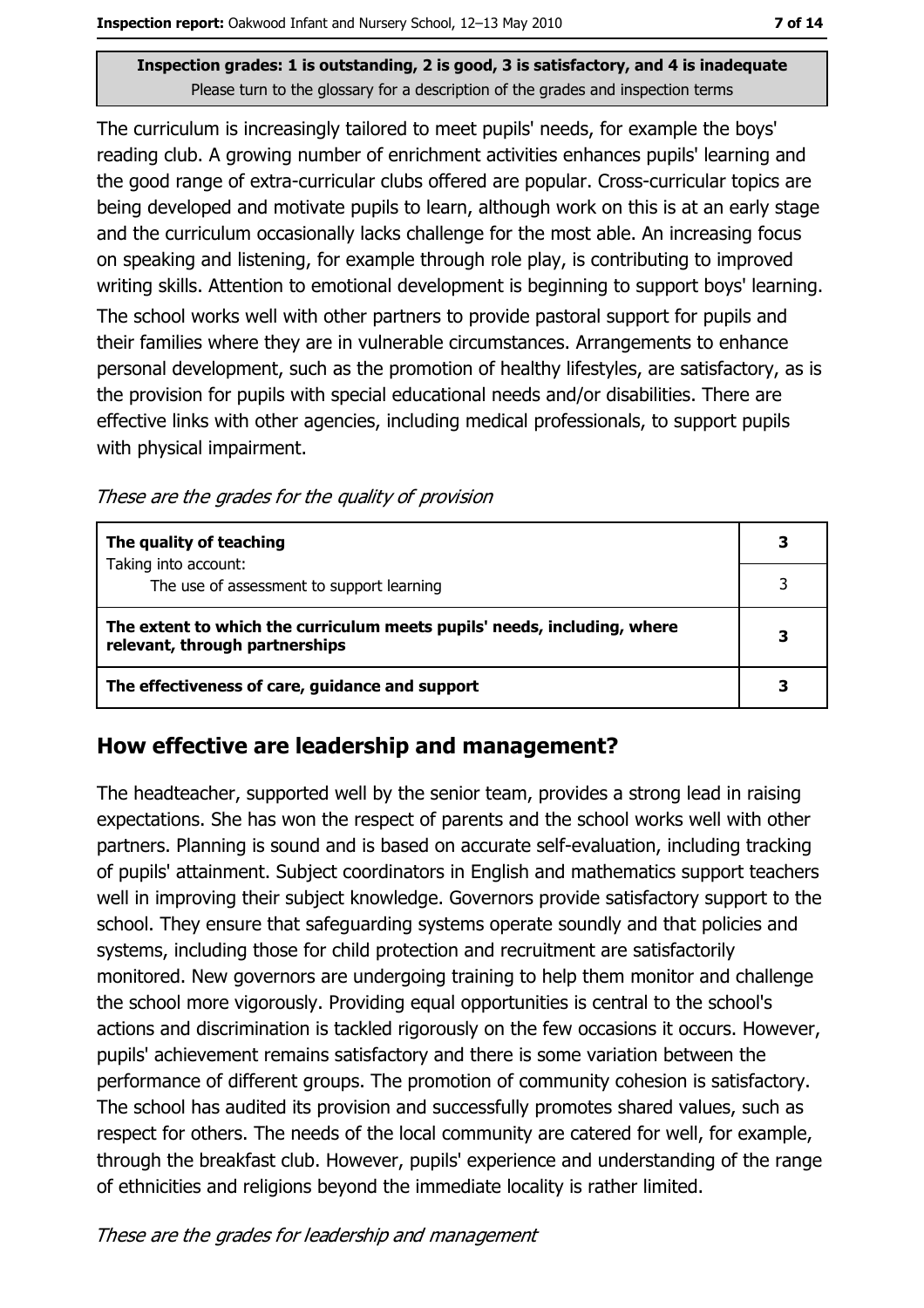**Inspection grades: 1 is outstanding, 2 is good, 3 is satisfactory, and 4 is inadequate**
Please turn to the glossary for a description of the grades and inspection terms

The curriculum is increasingly tailored to meet pupils' needs, for example the boys' reading club. A growing number of enrichment activities enhances pupils' learning and the good range of extra-curricular clubs offered are popular. Cross-curricular topics are being developed and motivate pupils to learn, although work on this is at an early stage and the curriculum occasionally lacks challenge for the most able. An increasing focus on speaking and listening, for example through role play, is contributing to improved writing skills. Attention to emotional development is beginning to support boys' learning.

The school works well with other partners to provide pastoral support for pupils and their families where they are in vulnerable circumstances. Arrangements to enhance personal development, such as the promotion of healthy lifestyles, are satisfactory, as is the provision for pupils with special educational needs and/or disabilities. There are effective links with other agencies, including medical professionals, to support pupils with physical impairment.

*These are the grades for the quality of provision*

| | |
|---|---|
| **The quality of teaching** | **3** |
| Taking into account:<br>The use of assessment to support learning | 3 |
| **The extent to which the curriculum meets pupils' needs, including, where relevant, through partnerships** | **3** |
| **The effectiveness of care, guidance and support** | **3** |

## How effective are leadership and management?

The headteacher, supported well by the senior team, provides a strong lead in raising expectations. She has won the respect of parents and the school works well with other partners. Planning is sound and is based on accurate self-evaluation, including tracking of pupils' attainment. Subject coordinators in English and mathematics support teachers well in improving their subject knowledge. Governors provide satisfactory support to the school. They ensure that safeguarding systems operate soundly and that policies and systems, including those for child protection and recruitment are satisfactorily monitored. New governors are undergoing training to help them monitor and challenge the school more vigorously. Providing equal opportunities is central to the school's actions and discrimination is tackled rigorously on the few occasions it occurs. However, pupils' achievement remains satisfactory and there is some variation between the performance of different groups. The promotion of community cohesion is satisfactory. The school has audited its provision and successfully promotes shared values, such as respect for others. The needs of the local community are catered for well, for example, through the breakfast club. However, pupils' experience and understanding of the range of ethnicities and religions beyond the immediate locality is rather limited.

*These are the grades for leadership and management*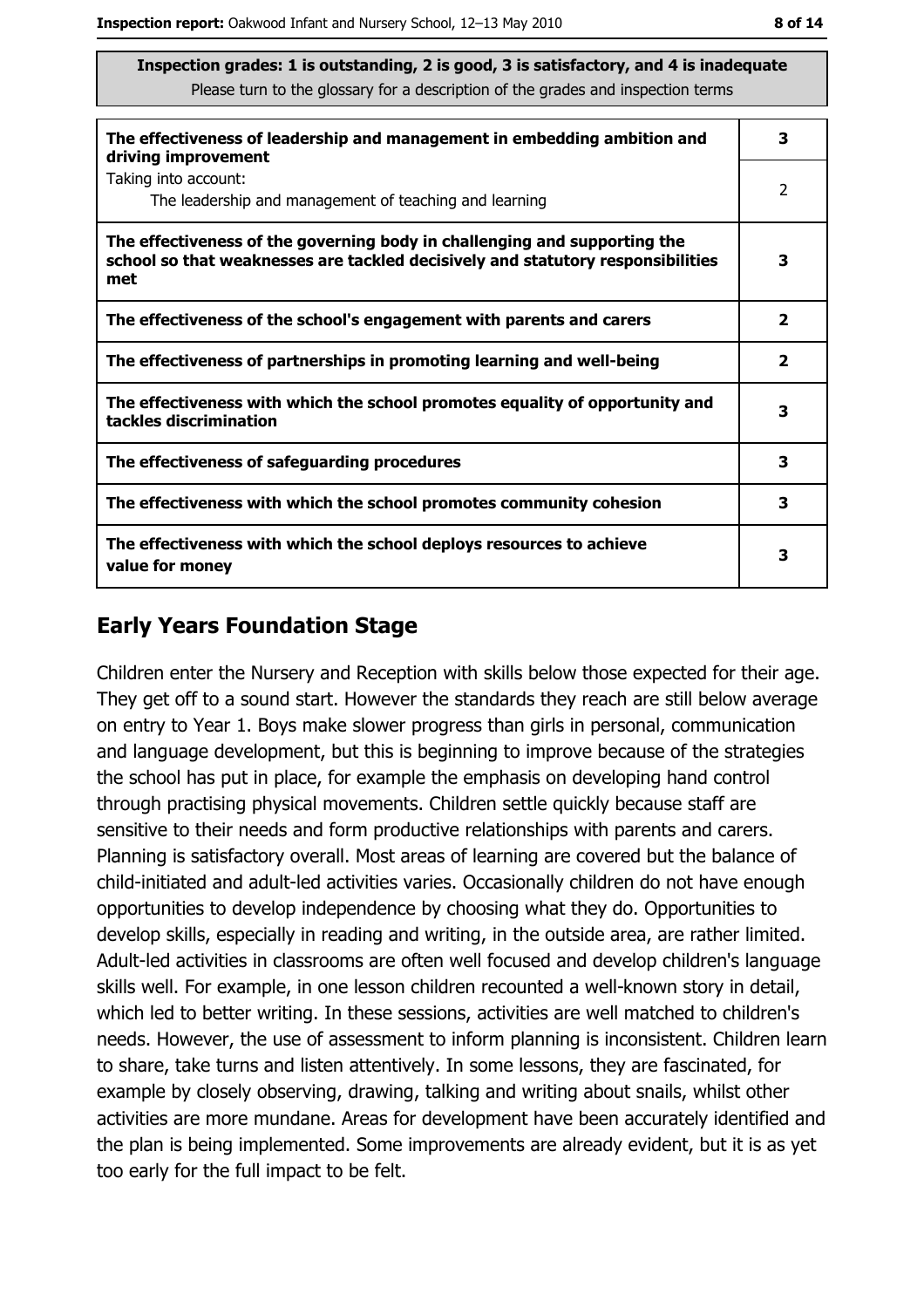**Inspection grades: 1 is outstanding, 2 is good, 3 is satisfactory, and 4 is inadequate**
Please turn to the glossary for a description of the grades and inspection terms

| | |
|---|---|
| **The effectiveness of leadership and management in embedding ambition and driving improvement** | **3** |
| Taking into account: The leadership and management of teaching and learning | 2 |
| **The effectiveness of the governing body in challenging and supporting the school so that weaknesses are tackled decisively and statutory responsibilities met** | **3** |
| **The effectiveness of the school's engagement with parents and carers** | **2** |
| **The effectiveness of partnerships in promoting learning and well-being** | **2** |
| **The effectiveness with which the school promotes equality of opportunity and tackles discrimination** | **3** |
| **The effectiveness of safeguarding procedures** | **3** |
| **The effectiveness with which the school promotes community cohesion** | **3** |
| **The effectiveness with which the school deploys resources to achieve value for money** | **3** |

## Early Years Foundation Stage

Children enter the Nursery and Reception with skills below those expected for their age. They get off to a sound start. However the standards they reach are still below average on entry to Year 1. Boys make slower progress than girls in personal, communication and language development, but this is beginning to improve because of the strategies the school has put in place, for example the emphasis on developing hand control through practising physical movements. Children settle quickly because staff are sensitive to their needs and form productive relationships with parents and carers. Planning is satisfactory overall. Most areas of learning are covered but the balance of child-initiated and adult-led activities varies. Occasionally children do not have enough opportunities to develop independence by choosing what they do. Opportunities to develop skills, especially in reading and writing, in the outside area, are rather limited. Adult-led activities in classrooms are often well focused and develop children's language skills well. For example, in one lesson children recounted a well-known story in detail, which led to better writing. In these sessions, activities are well matched to children's needs. However, the use of assessment to inform planning is inconsistent. Children learn to share, take turns and listen attentively. In some lessons, they are fascinated, for example by closely observing, drawing, talking and writing about snails, whilst other activities are more mundane. Areas for development have been accurately identified and the plan is being implemented. Some improvements are already evident, but it is as yet too early for the full impact to be felt.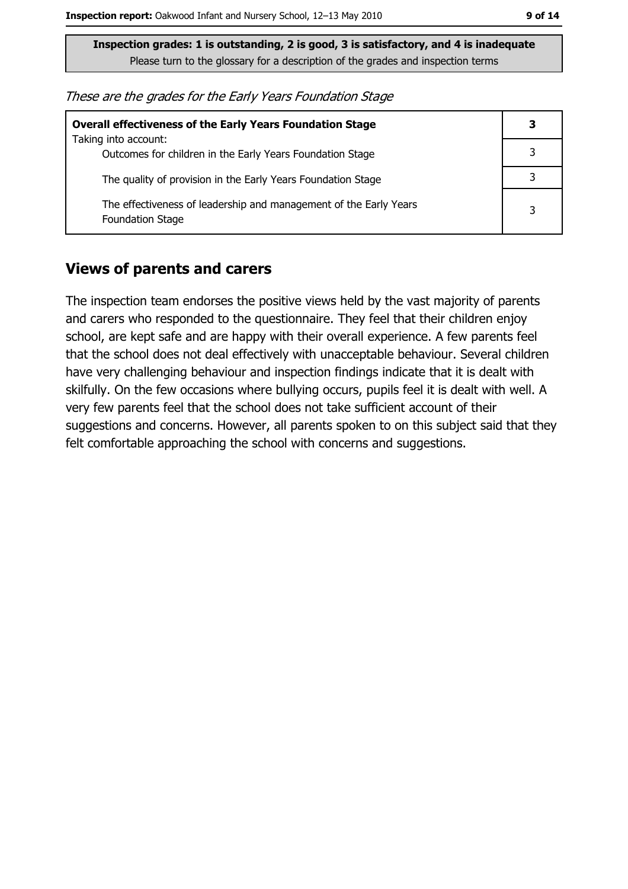**Inspection grades: 1 is outstanding, 2 is good, 3 is satisfactory, and 4 is inadequate**
Please turn to the glossary for a description of the grades and inspection terms

*These are the grades for the Early Years Foundation Stage*

| | |
|---|---|
| **Overall effectiveness of the Early Years Foundation Stage**<br>Taking into account: | **3** |
| Outcomes for children in the Early Years Foundation Stage | 3 |
| The quality of provision in the Early Years Foundation Stage | 3 |
| The effectiveness of leadership and management of the Early Years Foundation Stage | 3 |

## Views of parents and carers

The inspection team endorses the positive views held by the vast majority of parents and carers who responded to the questionnaire. They feel that their children enjoy school, are kept safe and are happy with their overall experience. A few parents feel that the school does not deal effectively with unacceptable behaviour. Several children have very challenging behaviour and inspection findings indicate that it is dealt with skilfully. On the few occasions where bullying occurs, pupils feel it is dealt with well. A very few parents feel that the school does not take sufficient account of their suggestions and concerns. However, all parents spoken to on this subject said that they felt comfortable approaching the school with concerns and suggestions.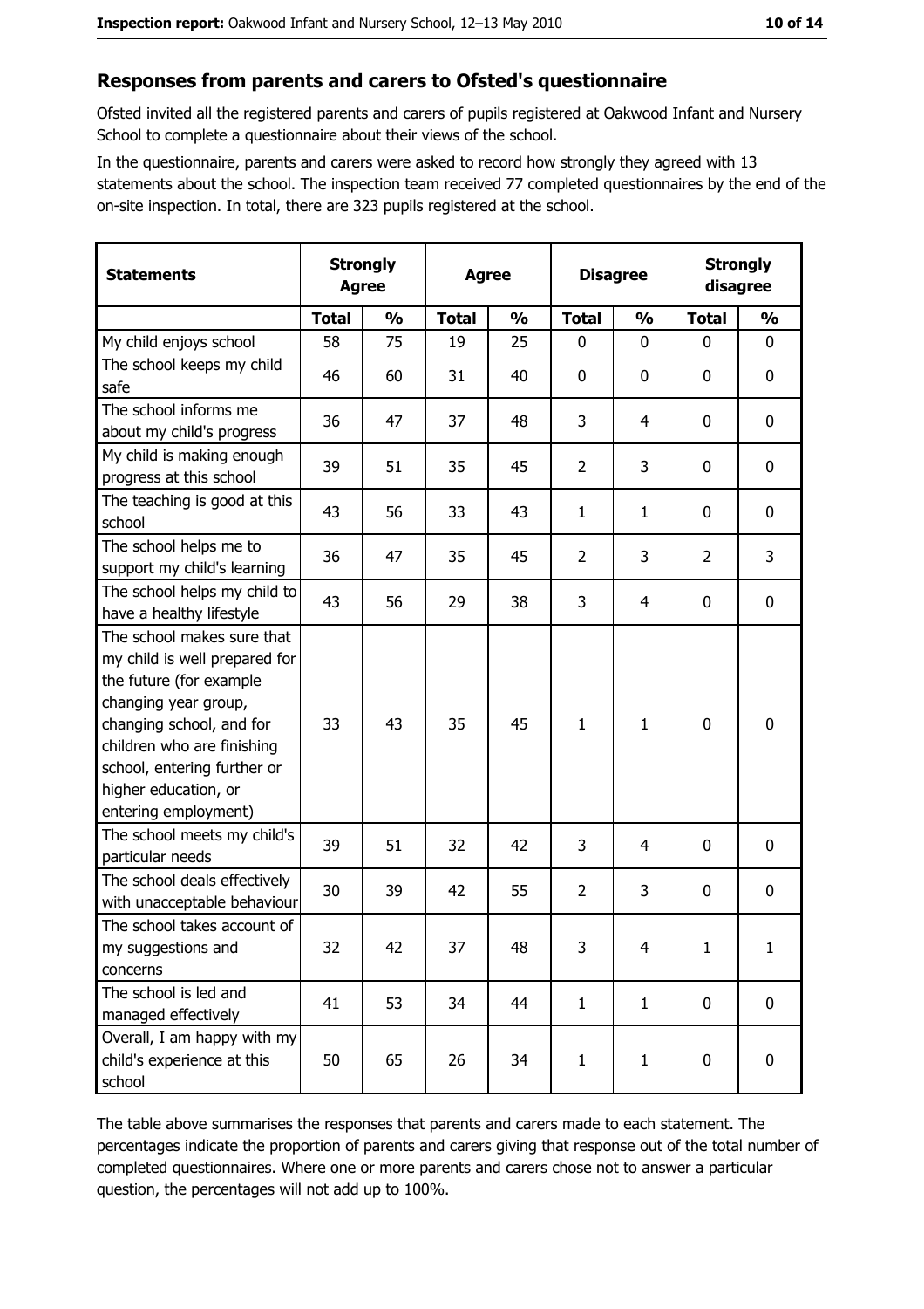## Responses from parents and carers to Ofsted's questionnaire

Ofsted invited all the registered parents and carers of pupils registered at Oakwood Infant and Nursery School to complete a questionnaire about their views of the school.

In the questionnaire, parents and carers were asked to record how strongly they agreed with 13 statements about the school. The inspection team received 77 completed questionnaires by the end of the on-site inspection. In total, there are 323 pupils registered at the school.

| Statements | Strongly Agree | | Agree | | Disagree | | Strongly disagree | |
|---|---|---|---|---|---|---|---|---|
| | Total | % | Total | % | Total | % | Total | % |
| My child enjoys school | 58 | 75 | 19 | 25 | 0 | 0 | 0 | 0 |
| The school keeps my child safe | 46 | 60 | 31 | 40 | 0 | 0 | 0 | 0 |
| The school informs me about my child's progress | 36 | 47 | 37 | 48 | 3 | 4 | 0 | 0 |
| My child is making enough progress at this school | 39 | 51 | 35 | 45 | 2 | 3 | 0 | 0 |
| The teaching is good at this school | 43 | 56 | 33 | 43 | 1 | 1 | 0 | 0 |
| The school helps me to support my child's learning | 36 | 47 | 35 | 45 | 2 | 3 | 2 | 3 |
| The school helps my child to have a healthy lifestyle | 43 | 56 | 29 | 38 | 3 | 4 | 0 | 0 |
| The school makes sure that my child is well prepared for the future (for example changing year group, changing school, and for children who are finishing school, entering further or higher education, or entering employment) | 33 | 43 | 35 | 45 | 1 | 1 | 0 | 0 |
| The school meets my child's particular needs | 39 | 51 | 32 | 42 | 3 | 4 | 0 | 0 |
| The school deals effectively with unacceptable behaviour | 30 | 39 | 42 | 55 | 2 | 3 | 0 | 0 |
| The school takes account of my suggestions and concerns | 32 | 42 | 37 | 48 | 3 | 4 | 1 | 1 |
| The school is led and managed effectively | 41 | 53 | 34 | 44 | 1 | 1 | 0 | 0 |
| Overall, I am happy with my child's experience at this school | 50 | 65 | 26 | 34 | 1 | 1 | 0 | 0 |

The table above summarises the responses that parents and carers made to each statement. The percentages indicate the proportion of parents and carers giving that response out of the total number of completed questionnaires. Where one or more parents and carers chose not to answer a particular question, the percentages will not add up to 100%.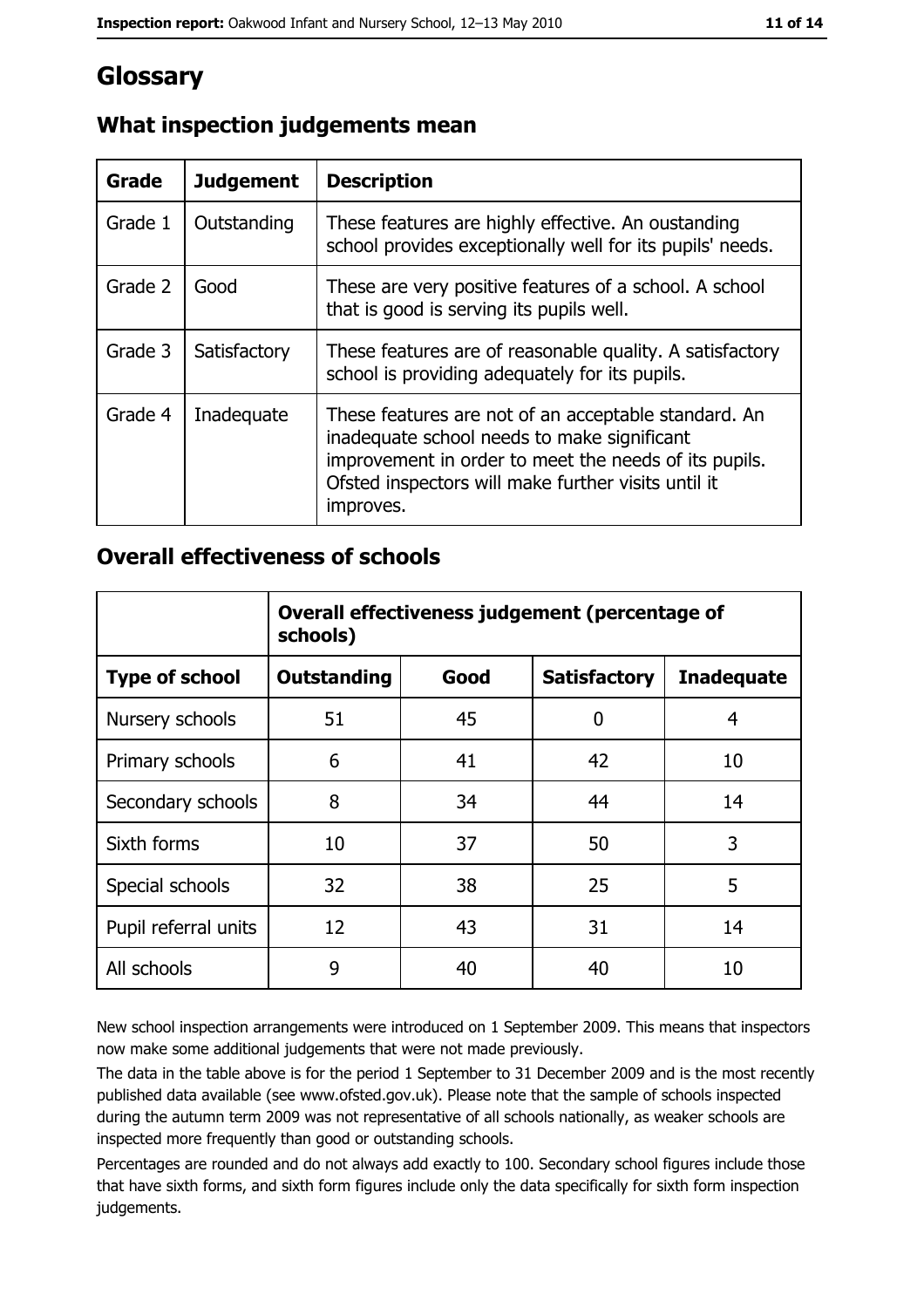# Glossary

## What inspection judgements mean

| Grade | Judgement | Description |
|---|---|---|
| Grade 1 | Outstanding | These features are highly effective. An oustanding school provides exceptionally well for its pupils' needs. |
| Grade 2 | Good | These are very positive features of a school. A school that is good is serving its pupils well. |
| Grade 3 | Satisfactory | These features are of reasonable quality. A satisfactory school is providing adequately for its pupils. |
| Grade 4 | Inadequate | These features are not of an acceptable standard. An inadequate school needs to make significant improvement in order to meet the needs of its pupils. Ofsted inspectors will make further visits until it improves. |

## Overall effectiveness of schools

| | Overall effectiveness judgement (percentage of schools) | | | |
|---|---|---|---|---|
| **Type of school** | **Outstanding** | **Good** | **Satisfactory** | **Inadequate** |
| Nursery schools | 51 | 45 | 0 | 4 |
| Primary schools | 6 | 41 | 42 | 10 |
| Secondary schools | 8 | 34 | 44 | 14 |
| Sixth forms | 10 | 37 | 50 | 3 |
| Special schools | 32 | 38 | 25 | 5 |
| Pupil referral units | 12 | 43 | 31 | 14 |
| All schools | 9 | 40 | 40 | 10 |

New school inspection arrangements were introduced on 1 September 2009. This means that inspectors now make some additional judgements that were not made previously.

The data in the table above is for the period 1 September to 31 December 2009 and is the most recently published data available (see www.ofsted.gov.uk). Please note that the sample of schools inspected during the autumn term 2009 was not representative of all schools nationally, as weaker schools are inspected more frequently than good or outstanding schools.

Percentages are rounded and do not always add exactly to 100. Secondary school figures include those that have sixth forms, and sixth form figures include only the data specifically for sixth form inspection judgements.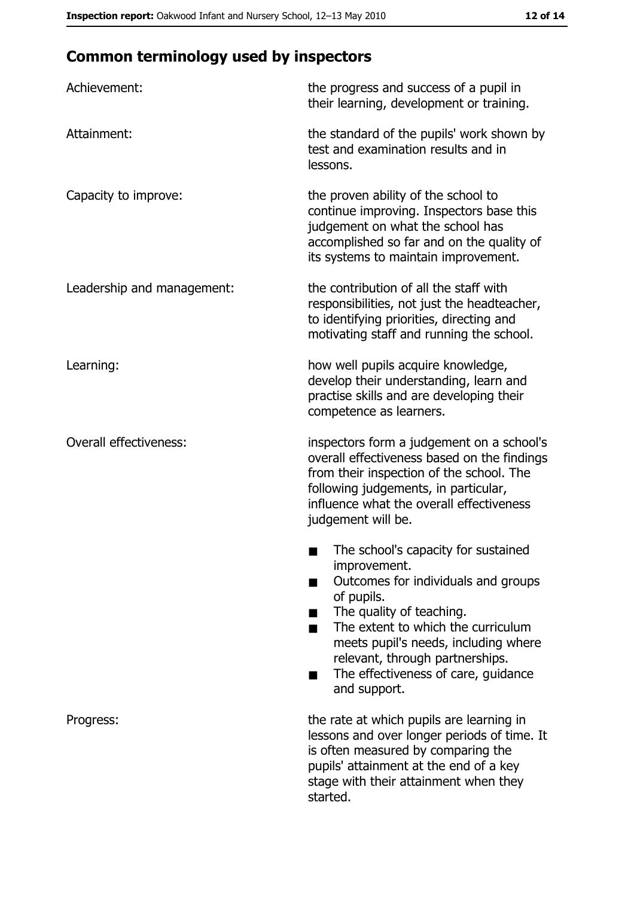## Common terminology used by inspectors

| | |
|---|---|
| Achievement: | the progress and success of a pupil in their learning, development or training. |
| Attainment: | the standard of the pupils' work shown by test and examination results and in lessons. |
| Capacity to improve: | the proven ability of the school to continue improving. Inspectors base this judgement on what the school has accomplished so far and on the quality of its systems to maintain improvement. |
| Leadership and management: | the contribution of all the staff with responsibilities, not just the headteacher, to identifying priorities, directing and motivating staff and running the school. |
| Learning: | how well pupils acquire knowledge, develop their understanding, learn and practise skills and are developing their competence as learners. |
| Overall effectiveness: | inspectors form a judgement on a school's overall effectiveness based on the findings from their inspection of the school. The following judgements, in particular, influence what the overall effectiveness judgement will be.<br>■ The school's capacity for sustained improvement.<br>■ Outcomes for individuals and groups of pupils.<br>■ The quality of teaching.<br>■ The extent to which the curriculum meets pupil's needs, including where relevant, through partnerships.<br>■ The effectiveness of care, guidance and support. |
| Progress: | the rate at which pupils are learning in lessons and over longer periods of time. It is often measured by comparing the pupils' attainment at the end of a key stage with their attainment when they started. |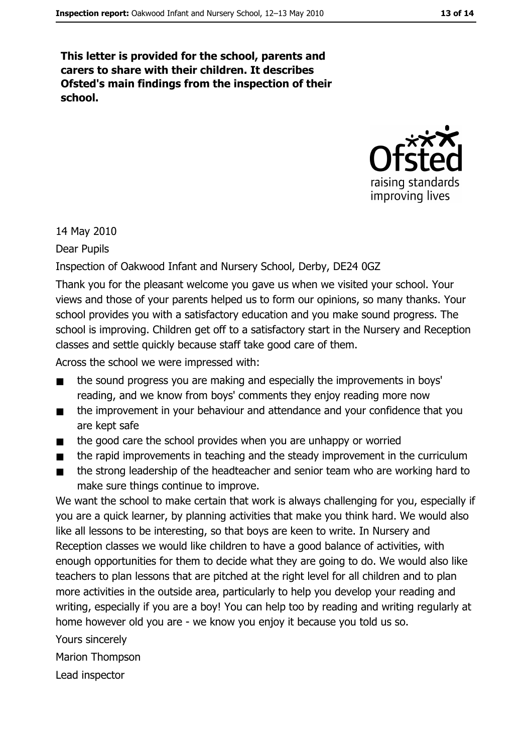**This letter is provided for the school, parents and carers to share with their children. It describes Ofsted's main findings from the inspection of their school.**

14 May 2010

Dear Pupils

Inspection of Oakwood Infant and Nursery School, Derby, DE24 0GZ

Thank you for the pleasant welcome you gave us when we visited your school. Your views and those of your parents helped us to form our opinions, so many thanks. Your school provides you with a satisfactory education and you make sound progress. The school is improving. Children get off to a satisfactory start in the Nursery and Reception classes and settle quickly because staff take good care of them.

Across the school we were impressed with:

- the sound progress you are making and especially the improvements in boys' reading, and we know from boys' comments they enjoy reading more now
- the improvement in your behaviour and attendance and your confidence that you are kept safe
- the good care the school provides when you are unhappy or worried
- the rapid improvements in teaching and the steady improvement in the curriculum
- the strong leadership of the headteacher and senior team who are working hard to make sure things continue to improve.

We want the school to make certain that work is always challenging for you, especially if you are a quick learner, by planning activities that make you think hard. We would also like all lessons to be interesting, so that boys are keen to write. In Nursery and Reception classes we would like children to have a good balance of activities, with enough opportunities for them to decide what they are going to do. We would also like teachers to plan lessons that are pitched at the right level for all children and to plan more activities in the outside area, particularly to help you develop your reading and writing, especially if you are a boy! You can help too by reading and writing regularly at home however old you are - we know you enjoy it because you told us so.

Yours sincerely

Marion Thompson

Lead inspector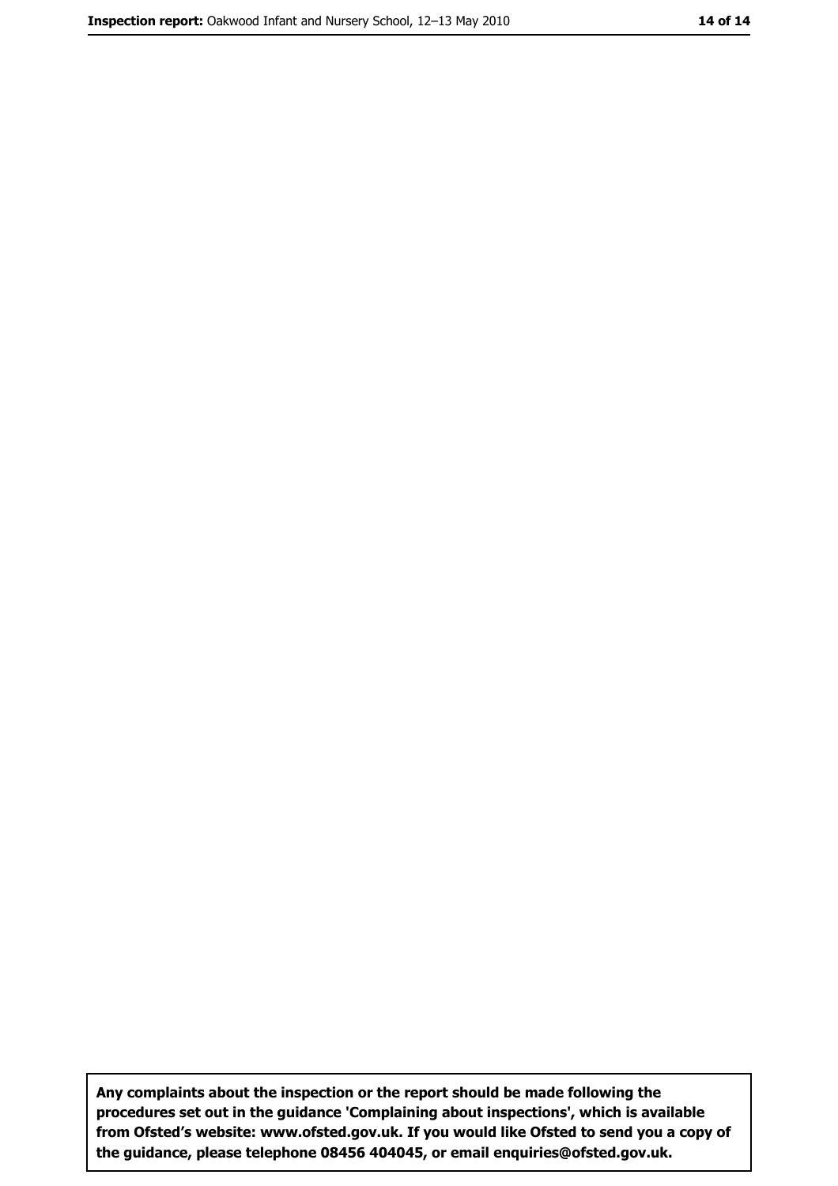**Any complaints about the inspection or the report should be made following the procedures set out in the guidance 'Complaining about inspections', which is available from Ofsted's website: www.ofsted.gov.uk. If you would like Ofsted to send you a copy of the guidance, please telephone 08456 404045, or email enquiries@ofsted.gov.uk.**